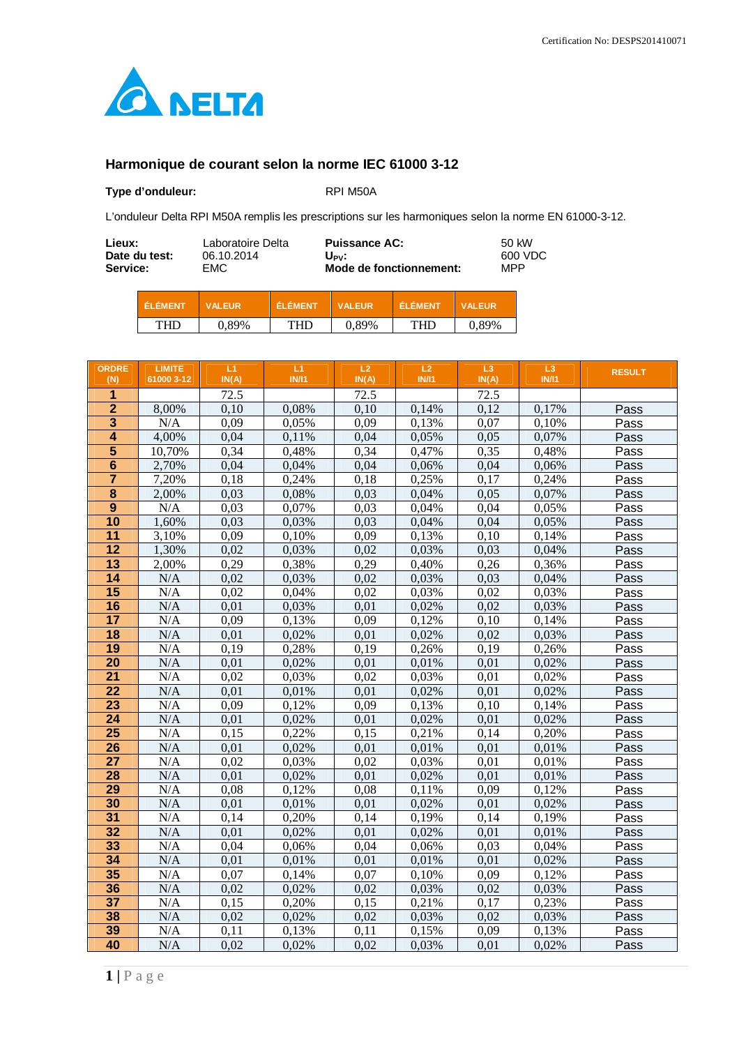Certification No: DESPS201410071

DELTA

## Harmonique de courant selon la norme IEC 61000 3-12

**Type d'onduleur:** RPI M50A

L'onduleur Delta RPI M50A remplis les prescriptions sur les harmoniques selon la norme EN 61000-3-12.

| | | | |
|---|---|---|---|
| **Lieux:** | Laboratoire Delta | **Puissance AC:** | 50 kW |
| **Date du test:** | 06.10.2014 | **$U_{PV}$:** | 600 VDC |
| **Service:** | EMC | **Mode de fonctionnement:** | MPP |

| ÉLÉMENT | VALEUR | ÉLÉMENT | VALEUR | ÉLÉMENT | VALEUR |
|---|---|---|---|---|---|
| THD | 0,89% | THD | 0,89% | THD | 0,89% |

| ORDRE (N) | LIMITE 61000 3-12 | L1 IN(A) | L1 IN/I1 | L2 IN(A) | L2 IN/I1 | L3 IN(A) | L3 IN/I1 | RESULT |
|---|---|---|---|---|---|---|---|---|
| **1** | | 72.5 | | 72.5 | | 72.5 | | |
| **2** | 8,00% | 0,10 | 0,08% | 0,10 | 0,14% | 0,12 | 0,17% | Pass |
| **3** | N/A | 0,09 | 0,05% | 0,09 | 0,13% | 0,07 | 0,10% | Pass |
| **4** | 4,00% | 0,04 | 0,11% | 0,04 | 0,05% | 0,05 | 0,07% | Pass |
| **5** | 10,70% | 0,34 | 0,48% | 0,34 | 0,47% | 0,35 | 0,48% | Pass |
| **6** | 2,70% | 0,04 | 0,04% | 0,04 | 0,06% | 0,04 | 0,06% | Pass |
| **7** | 7,20% | 0,18 | 0,24% | 0,18 | 0,25% | 0,17 | 0,24% | Pass |
| **8** | 2,00% | 0,03 | 0,08% | 0,03 | 0,04% | 0,05 | 0,07% | Pass |
| **9** | N/A | 0,03 | 0,07% | 0,03 | 0,04% | 0,04 | 0,05% | Pass |
| **10** | 1,60% | 0,03 | 0,03% | 0,03 | 0,04% | 0,04 | 0,05% | Pass |
| **11** | 3,10% | 0,09 | 0,10% | 0,09 | 0,13% | 0,10 | 0,14% | Pass |
| **12** | 1,30% | 0,02 | 0,03% | 0,02 | 0,03% | 0,03 | 0,04% | Pass |
| **13** | 2,00% | 0,29 | 0,38% | 0,29 | 0,40% | 0,26 | 0,36% | Pass |
| **14** | N/A | 0,02 | 0,03% | 0,02 | 0,03% | 0,03 | 0,04% | Pass |
| **15** | N/A | 0,02 | 0,04% | 0,02 | 0,03% | 0,02 | 0,03% | Pass |
| **16** | N/A | 0,01 | 0,03% | 0,01 | 0,02% | 0,02 | 0,03% | Pass |
| **17** | N/A | 0,09 | 0,13% | 0,09 | 0,12% | 0,10 | 0,14% | Pass |
| **18** | N/A | 0,01 | 0,02% | 0,01 | 0,02% | 0,02 | 0,03% | Pass |
| **19** | N/A | 0,19 | 0,28% | 0,19 | 0,26% | 0,19 | 0,26% | Pass |
| **20** | N/A | 0,01 | 0,02% | 0,01 | 0,01% | 0,01 | 0,02% | Pass |
| **21** | N/A | 0,02 | 0,03% | 0,02 | 0,03% | 0,01 | 0,02% | Pass |
| **22** | N/A | 0,01 | 0,01% | 0,01 | 0,02% | 0,01 | 0,02% | Pass |
| **23** | N/A | 0,09 | 0,12% | 0,09 | 0,13% | 0,10 | 0,14% | Pass |
| **24** | N/A | 0,01 | 0,02% | 0,01 | 0,02% | 0,01 | 0,02% | Pass |
| **25** | N/A | 0,15 | 0,22% | 0,15 | 0,21% | 0,14 | 0,20% | Pass |
| **26** | N/A | 0,01 | 0,02% | 0,01 | 0,01% | 0,01 | 0,01% | Pass |
| **27** | N/A | 0,02 | 0,03% | 0,02 | 0,03% | 0,01 | 0,01% | Pass |
| **28** | N/A | 0,01 | 0,02% | 0,01 | 0,02% | 0,01 | 0,01% | Pass |
| **29** | N/A | 0,08 | 0,12% | 0,08 | 0,11% | 0,09 | 0,12% | Pass |
| **30** | N/A | 0,01 | 0,01% | 0,01 | 0,02% | 0,01 | 0,02% | Pass |
| **31** | N/A | 0,14 | 0,20% | 0,14 | 0,19% | 0,14 | 0,19% | Pass |
| **32** | N/A | 0,01 | 0,02% | 0,01 | 0,02% | 0,01 | 0,01% | Pass |
| **33** | N/A | 0,04 | 0,06% | 0,04 | 0,06% | 0,03 | 0,04% | Pass |
| **34** | N/A | 0,01 | 0,01% | 0,01 | 0,01% | 0,01 | 0,02% | Pass |
| **35** | N/A | 0,07 | 0,14% | 0,07 | 0,10% | 0,09 | 0,12% | Pass |
| **36** | N/A | 0,02 | 0,02% | 0,02 | 0,03% | 0,02 | 0,03% | Pass |
| **37** | N/A | 0,15 | 0,20% | 0,15 | 0,21% | 0,17 | 0,23% | Pass |
| **38** | N/A | 0,02 | 0,02% | 0,02 | 0,03% | 0,02 | 0,03% | Pass |
| **39** | N/A | 0,11 | 0,13% | 0,11 | 0,15% | 0,09 | 0,13% | Pass |
| **40** | N/A | 0,02 | 0,02% | 0,02 | 0,03% | 0,01 | 0,02% | Pass |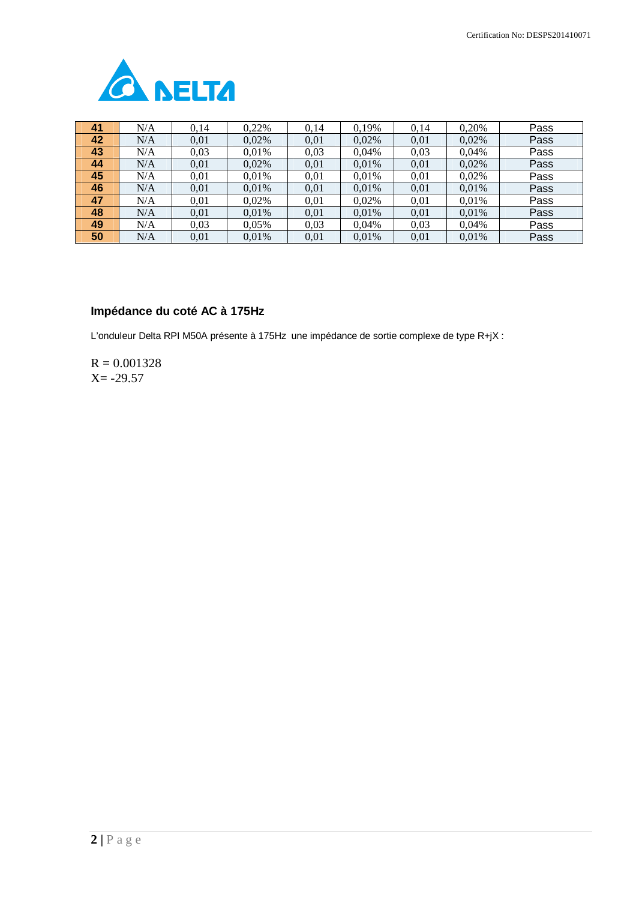| | | | | | | | | |
|---|---|---|---|---|---|---|---|---|
| 41 | N/A | 0,14 | 0,22% | 0,14 | 0,19% | 0,14 | 0,20% | Pass |
| 42 | N/A | 0,01 | 0,02% | 0,01 | 0,02% | 0,01 | 0,02% | Pass |
| 43 | N/A | 0,03 | 0,01% | 0,03 | 0,04% | 0,03 | 0,04% | Pass |
| 44 | N/A | 0,01 | 0,02% | 0,01 | 0,01% | 0,01 | 0,02% | Pass |
| 45 | N/A | 0,01 | 0,01% | 0,01 | 0,01% | 0,01 | 0,02% | Pass |
| 46 | N/A | 0,01 | 0,01% | 0,01 | 0,01% | 0,01 | 0,01% | Pass |
| 47 | N/A | 0,01 | 0,02% | 0,01 | 0,02% | 0,01 | 0,01% | Pass |
| 48 | N/A | 0,01 | 0,01% | 0,01 | 0,01% | 0,01 | 0,01% | Pass |
| 49 | N/A | 0,03 | 0,05% | 0,03 | 0,04% | 0,03 | 0,04% | Pass |
| 50 | N/A | 0,01 | 0,01% | 0,01 | 0,01% | 0,01 | 0,01% | Pass |

## Impédance du coté AC à 175Hz

L'onduleur Delta RPI M50A présente à 175Hz une impédance de sortie complexe de type R+jX :

R = 0.001328
X= -29.57